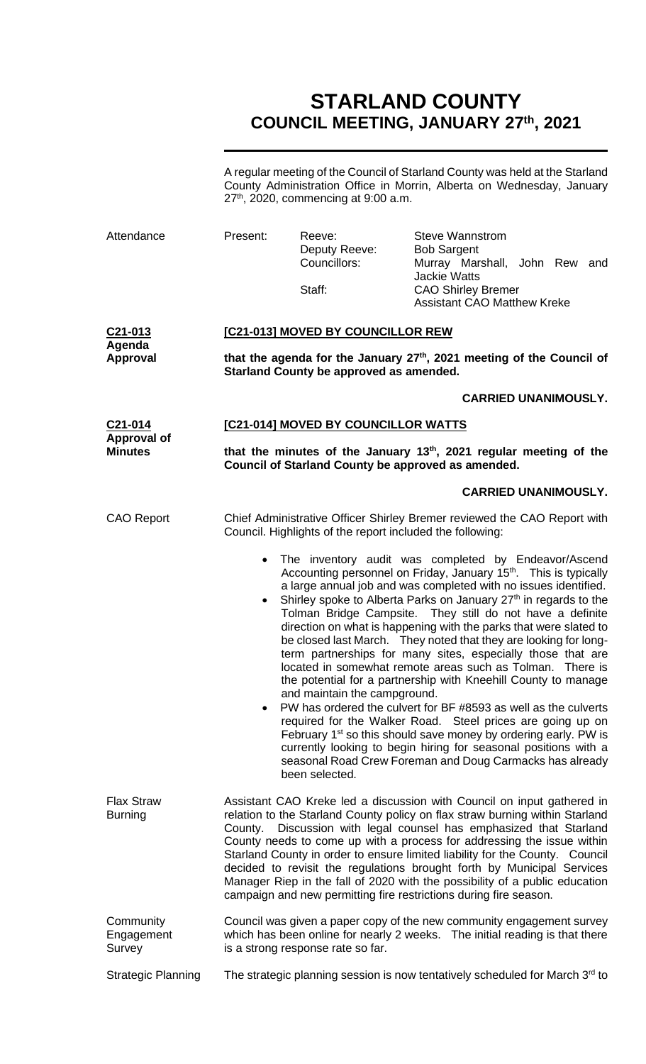# STARLAND COUNTY
## COUNCIL MEETING, JANUARY 27th, 2021

A regular meeting of the Council of Starland County was held at the Starland County Administration Office in Morrin, Alberta on Wednesday, January 27th, 2020, commencing at 9:00 a.m.

Attendance

| Present: | Reeve: | Steve Wannstrom |
|---|---|---|
| | Deputy Reeve: | Bob Sargent |
| | Councillors: | Murray Marshall, John Rew and Jackie Watts |
| | Staff: | CAO Shirley Bremer |
| | | Assistant CAO Matthew Kreke |

**C21-013 Agenda Approval**

**[C21-013] MOVED BY COUNCILLOR REW**

**that the agenda for the January 27th, 2021 meeting of the Council of Starland County be approved as amended.**

**CARRIED UNANIMOUSLY.**

**C21-014 Approval of Minutes**

**[C21-014] MOVED BY COUNCILLOR WATTS**

**that the minutes of the January 13th, 2021 regular meeting of the Council of Starland County be approved as amended.**

**CARRIED UNANIMOUSLY.**

CAO Report

Chief Administrative Officer Shirley Bremer reviewed the CAO Report with Council. Highlights of the report included the following:

- The inventory audit was completed by Endeavor/Ascend Accounting personnel on Friday, January 15th. This is typically a large annual job and was completed with no issues identified.
- Shirley spoke to Alberta Parks on January 27th in regards to the Tolman Bridge Campsite. They still do not have a definite direction on what is happening with the parks that were slated to be closed last March. They noted that they are looking for long-term partnerships for many sites, especially those that are located in somewhat remote areas such as Tolman. There is the potential for a partnership with Kneehill County to manage and maintain the campground.
- PW has ordered the culvert for BF #8593 as well as the culverts required for the Walker Road. Steel prices are going up on February 1st so this should save money by ordering early. PW is currently looking to begin hiring for seasonal positions with a seasonal Road Crew Foreman and Doug Carmacks has already been selected.

Flax Straw Burning

Assistant CAO Kreke led a discussion with Council on input gathered in relation to the Starland County policy on flax straw burning within Starland County. Discussion with legal counsel has emphasized that Starland County needs to come up with a process for addressing the issue within Starland County in order to ensure limited liability for the County. Council decided to revisit the regulations brought forth by Municipal Services Manager Riep in the fall of 2020 with the possibility of a public education campaign and new permitting fire restrictions during fire season.

Community Engagement Survey

Council was given a paper copy of the new community engagement survey which has been online for nearly 2 weeks. The initial reading is that there is a strong response rate so far.

Strategic Planning

The strategic planning session is now tentatively scheduled for March 3rd to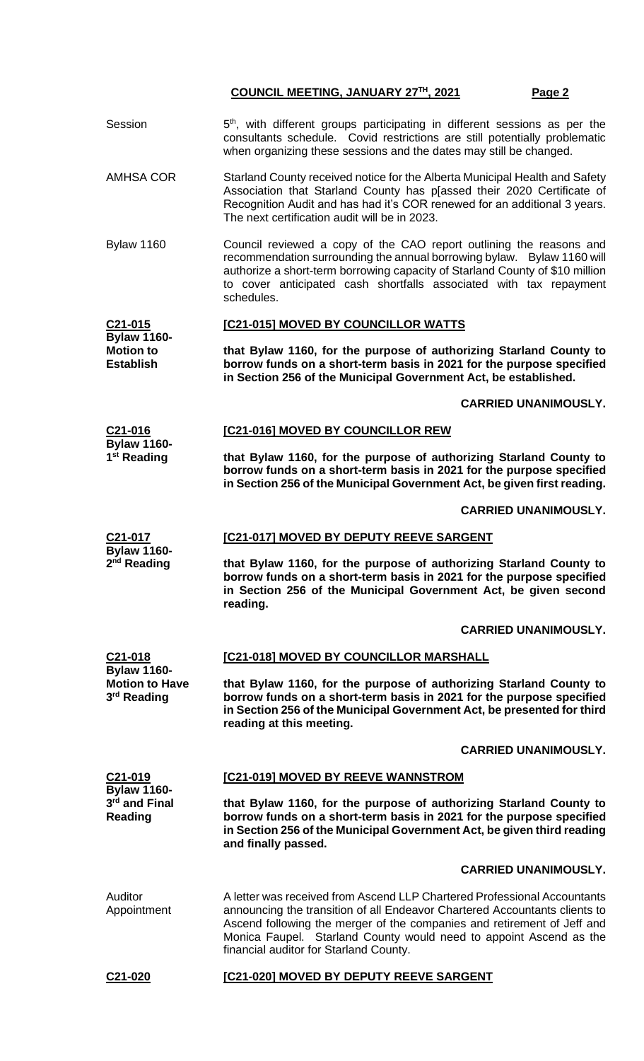Session — 5th, with different groups participating in different sessions as per the consultants schedule. Covid restrictions are still potentially problematic when organizing these sessions and the dates may still be changed.

AMHSA COR — Starland County received notice for the Alberta Municipal Health and Safety Association that Starland County has p[assed their 2020 Certificate of Recognition Audit and has had it's COR renewed for an additional 3 years. The next certification audit will be in 2023.

Bylaw 1160 — Council reviewed a copy of the CAO report outlining the reasons and recommendation surrounding the annual borrowing bylaw. Bylaw 1160 will authorize a short-term borrowing capacity of Starland County of $10 million to cover anticipated cash shortfalls associated with tax repayment schedules.

**C21-015**
**Bylaw 1160- Motion to Establish**

**[C21-015] MOVED BY COUNCILLOR WATTS**

**that Bylaw 1160, for the purpose of authorizing Starland County to borrow funds on a short-term basis in 2021 for the purpose specified in Section 256 of the Municipal Government Act, be established.**

**CARRIED UNANIMOUSLY.**

**C21-016**
**Bylaw 1160- 1st Reading**

**[C21-016] MOVED BY COUNCILLOR REW**

**that Bylaw 1160, for the purpose of authorizing Starland County to borrow funds on a short-term basis in 2021 for the purpose specified in Section 256 of the Municipal Government Act, be given first reading.**

**CARRIED UNANIMOUSLY.**

**C21-017**
**Bylaw 1160- 2nd Reading**

**[C21-017] MOVED BY DEPUTY REEVE SARGENT**

**that Bylaw 1160, for the purpose of authorizing Starland County to borrow funds on a short-term basis in 2021 for the purpose specified in Section 256 of the Municipal Government Act, be given second reading.**

**CARRIED UNANIMOUSLY.**

**C21-018**
**Bylaw 1160- Motion to Have 3rd Reading**

**[C21-018] MOVED BY COUNCILLOR MARSHALL**

**that Bylaw 1160, for the purpose of authorizing Starland County to borrow funds on a short-term basis in 2021 for the purpose specified in Section 256 of the Municipal Government Act, be presented for third reading at this meeting.**

**CARRIED UNANIMOUSLY.**

**C21-019**
**Bylaw 1160- 3rd and Final Reading**

**[C21-019] MOVED BY REEVE WANNSTROM**

**that Bylaw 1160, for the purpose of authorizing Starland County to borrow funds on a short-term basis in 2021 for the purpose specified in Section 256 of the Municipal Government Act, be given third reading and finally passed.**

**CARRIED UNANIMOUSLY.**

Auditor Appointment — A letter was received from Ascend LLP Chartered Professional Accountants announcing the transition of all Endeavor Chartered Accountants clients to Ascend following the merger of the companies and retirement of Jeff and Monica Faupel. Starland County would need to appoint Ascend as the financial auditor for Starland County.

**C21-020**

**[C21-020] MOVED BY DEPUTY REEVE SARGENT**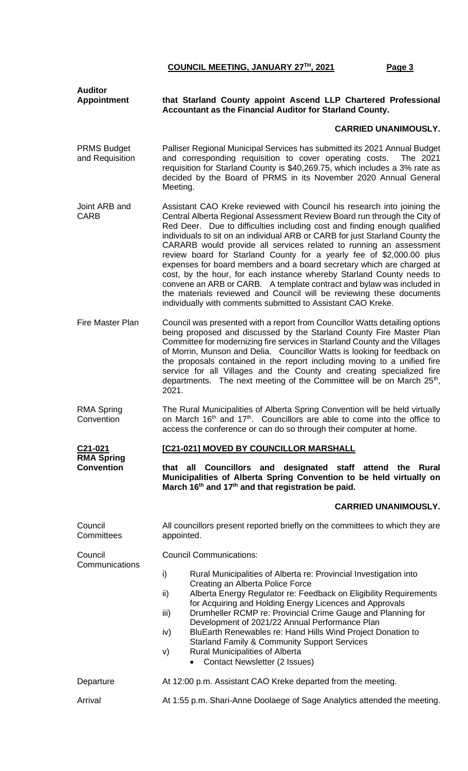**Auditor Appointment** — **that Starland County appoint Ascend LLP Chartered Professional Accountant as the Financial Auditor for Starland County.**

**CARRIED UNANIMOUSLY.**

PRMS Budget and Requisition — Palliser Regional Municipal Services has submitted its 2021 Annual Budget and corresponding requisition to cover operating costs. The 2021 requisition for Starland County is $40,269.75, which includes a 3% rate as decided by the Board of PRMS in its November 2020 Annual General Meeting.

Joint ARB and CARB — Assistant CAO Kreke reviewed with Council his research into joining the Central Alberta Regional Assessment Review Board run through the City of Red Deer. Due to difficulties including cost and finding enough qualified individuals to sit on an individual ARB or CARB for just Starland County the CARARB would provide all services related to running an assessment review board for Starland County for a yearly fee of $2,000.00 plus expenses for board members and a board secretary which are charged at cost, by the hour, for each instance whereby Starland County needs to convene an ARB or CARB. A template contract and bylaw was included in the materials reviewed and Council will be reviewing these documents individually with comments submitted to Assistant CAO Kreke.

Fire Master Plan — Council was presented with a report from Councillor Watts detailing options being proposed and discussed by the Starland County Fire Master Plan Committee for modernizing fire services in Starland County and the Villages of Morrin, Munson and Delia. Councillor Watts is looking for feedback on the proposals contained in the report including moving to a unified fire service for all Villages and the County and creating specialized fire departments. The next meeting of the Committee will be on March 25th, 2021.

RMA Spring Convention — The Rural Municipalities of Alberta Spring Convention will be held virtually on March 16th and 17th. Councillors are able to come into the office to access the conference or can do so through their computer at home.

**C21-021 RMA Spring Convention** — **[C21-021] MOVED BY COUNCILLOR MARSHALL**

**that all Councillors and designated staff attend the Rural Municipalities of Alberta Spring Convention to be held virtually on March 16th and 17th and that registration be paid.**

**CARRIED UNANIMOUSLY.**

Council Committees — All councillors present reported briefly on the committees to which they are appointed.

Council Communications — Council Communications:

i) Rural Municipalities of Alberta re: Provincial Investigation into Creating an Alberta Police Force
ii) Alberta Energy Regulator re: Feedback on Eligibility Requirements for Acquiring and Holding Energy Licences and Approvals
iii) Drumheller RCMP re: Provincial Crime Gauge and Planning for Development of 2021/22 Annual Performance Plan
iv) BluEarth Renewables re: Hand Hills Wind Project Donation to Starland Family & Community Support Services
v) Rural Municipalities of Alberta
   - Contact Newsletter (2 Issues)

Departure — At 12:00 p.m. Assistant CAO Kreke departed from the meeting.

Arrival — At 1:55 p.m. Shari-Anne Doolaege of Sage Analytics attended the meeting.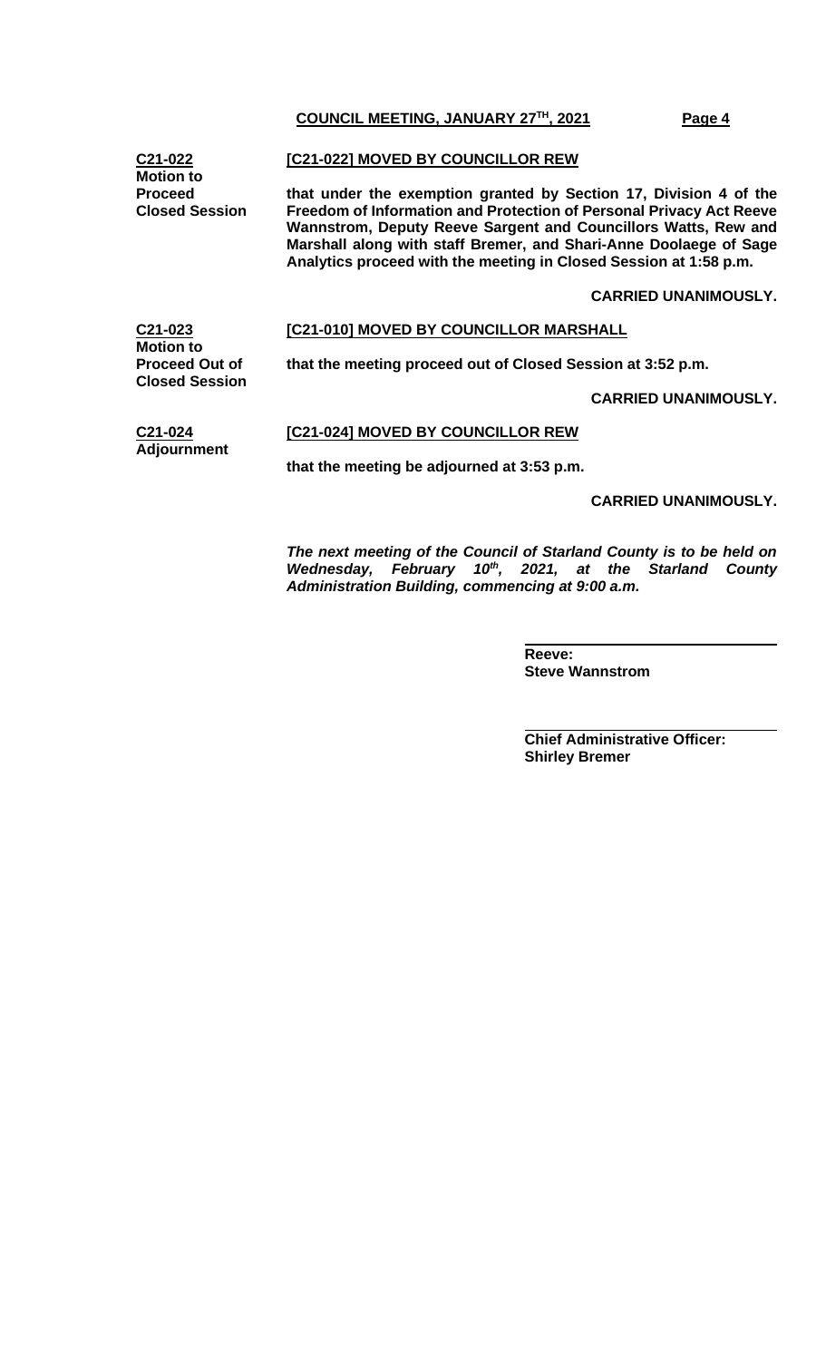**C21-022**
**Motion to Proceed Closed Session**

**[C21-022] MOVED BY COUNCILLOR REW**

**that under the exemption granted by Section 17, Division 4 of the Freedom of Information and Protection of Personal Privacy Act Reeve Wannstrom, Deputy Reeve Sargent and Councillors Watts, Rew and Marshall along with staff Bremer, and Shari-Anne Doolaege of Sage Analytics proceed with the meeting in Closed Session at 1:58 p.m.**

**CARRIED UNANIMOUSLY.**

**C21-023**
**Motion to Proceed Out of Closed Session**

**[C21-010] MOVED BY COUNCILLOR MARSHALL**

**that the meeting proceed out of Closed Session at 3:52 p.m.**

**CARRIED UNANIMOUSLY.**

**C21-024**
**Adjournment**

**[C21-024] MOVED BY COUNCILLOR REW**

**that the meeting be adjourned at 3:53 p.m.**

**CARRIED UNANIMOUSLY.**

***The next meeting of the Council of Starland County is to be held on Wednesday, February 10th, 2021, at the Starland County Administration Building, commencing at 9:00 a.m.***

______________________________
**Reeve:**
**Steve Wannstrom**

______________________________
**Chief Administrative Officer:**
**Shirley Bremer**